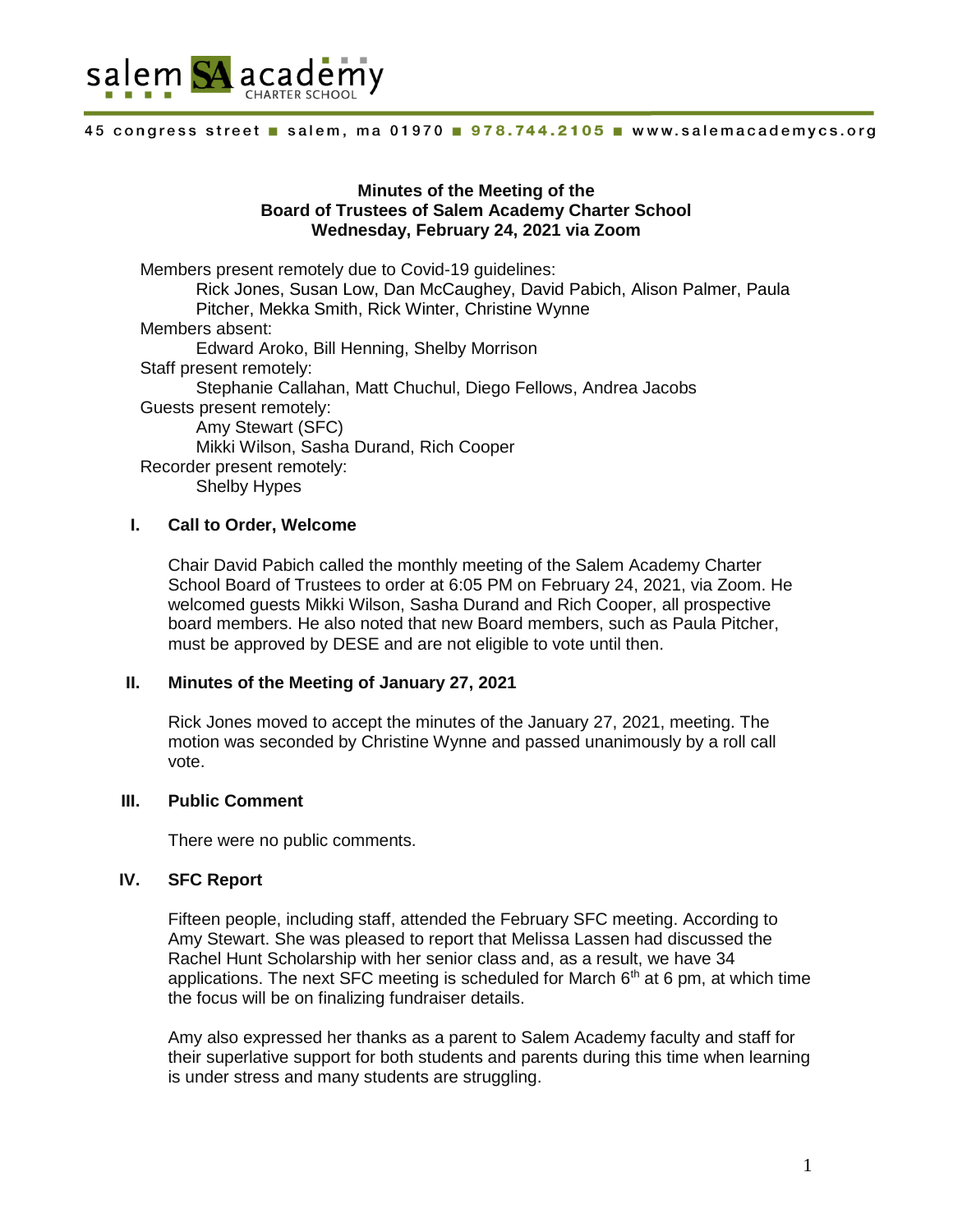salem SA academy
CHARTER SCHOOL

45 congress street ■ salem, ma 01970 ■ 978.744.2105 ■ www.salemacademycs.org

**Minutes of the Meeting of the**
**Board of Trustees of Salem Academy Charter School**
**Wednesday, February 24, 2021 via Zoom**

Members present remotely due to Covid-19 guidelines:
Rick Jones, Susan Low, Dan McCaughey, David Pabich, Alison Palmer, Paula Pitcher, Mekka Smith, Rick Winter, Christine Wynne

Members absent:
Edward Aroko, Bill Henning, Shelby Morrison

Staff present remotely:
Stephanie Callahan, Matt Chuchul, Diego Fellows, Andrea Jacobs

Guests present remotely:
Amy Stewart (SFC)
Mikki Wilson, Sasha Durand, Rich Cooper

Recorder present remotely:
Shelby Hypes

## I. Call to Order, Welcome

Chair David Pabich called the monthly meeting of the Salem Academy Charter School Board of Trustees to order at 6:05 PM on February 24, 2021, via Zoom. He welcomed guests Mikki Wilson, Sasha Durand and Rich Cooper, all prospective board members. He also noted that new Board members, such as Paula Pitcher, must be approved by DESE and are not eligible to vote until then.

## II. Minutes of the Meeting of January 27, 2021

Rick Jones moved to accept the minutes of the January 27, 2021, meeting. The motion was seconded by Christine Wynne and passed unanimously by a roll call vote.

## III. Public Comment

There were no public comments.

## IV. SFC Report

Fifteen people, including staff, attended the February SFC meeting. According to Amy Stewart. She was pleased to report that Melissa Lassen had discussed the Rachel Hunt Scholarship with her senior class and, as a result, we have 34 applications. The next SFC meeting is scheduled for March 6th at 6 pm, at which time the focus will be on finalizing fundraiser details.

Amy also expressed her thanks as a parent to Salem Academy faculty and staff for their superlative support for both students and parents during this time when learning is under stress and many students are struggling.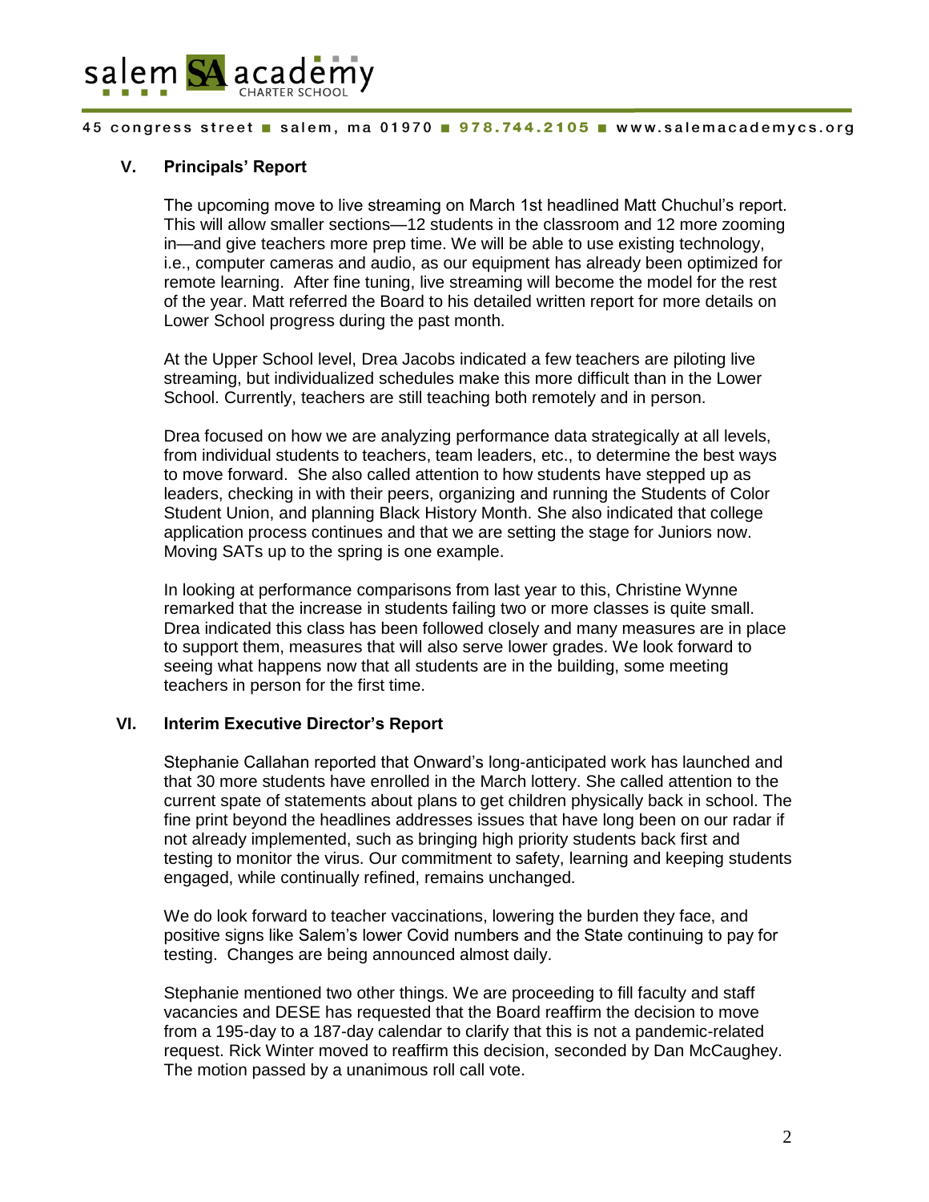## V. Principals' Report

The upcoming move to live streaming on March 1st headlined Matt Chuchul's report. This will allow smaller sections—12 students in the classroom and 12 more zooming in—and give teachers more prep time. We will be able to use existing technology, i.e., computer cameras and audio, as our equipment has already been optimized for remote learning. After fine tuning, live streaming will become the model for the rest of the year. Matt referred the Board to his detailed written report for more details on Lower School progress during the past month.

At the Upper School level, Drea Jacobs indicated a few teachers are piloting live streaming, but individualized schedules make this more difficult than in the Lower School. Currently, teachers are still teaching both remotely and in person.

Drea focused on how we are analyzing performance data strategically at all levels, from individual students to teachers, team leaders, etc., to determine the best ways to move forward. She also called attention to how students have stepped up as leaders, checking in with their peers, organizing and running the Students of Color Student Union, and planning Black History Month. She also indicated that college application process continues and that we are setting the stage for Juniors now. Moving SATs up to the spring is one example.

In looking at performance comparisons from last year to this, Christine Wynne remarked that the increase in students failing two or more classes is quite small. Drea indicated this class has been followed closely and many measures are in place to support them, measures that will also serve lower grades. We look forward to seeing what happens now that all students are in the building, some meeting teachers in person for the first time.

## VI. Interim Executive Director's Report

Stephanie Callahan reported that Onward's long-anticipated work has launched and that 30 more students have enrolled in the March lottery. She called attention to the current spate of statements about plans to get children physically back in school. The fine print beyond the headlines addresses issues that have long been on our radar if not already implemented, such as bringing high priority students back first and testing to monitor the virus. Our commitment to safety, learning and keeping students engaged, while continually refined, remains unchanged.

We do look forward to teacher vaccinations, lowering the burden they face, and positive signs like Salem's lower Covid numbers and the State continuing to pay for testing. Changes are being announced almost daily.

Stephanie mentioned two other things. We are proceeding to fill faculty and staff vacancies and DESE has requested that the Board reaffirm the decision to move from a 195-day to a 187-day calendar to clarify that this is not a pandemic-related request. Rick Winter moved to reaffirm this decision, seconded by Dan McCaughey. The motion passed by a unanimous roll call vote.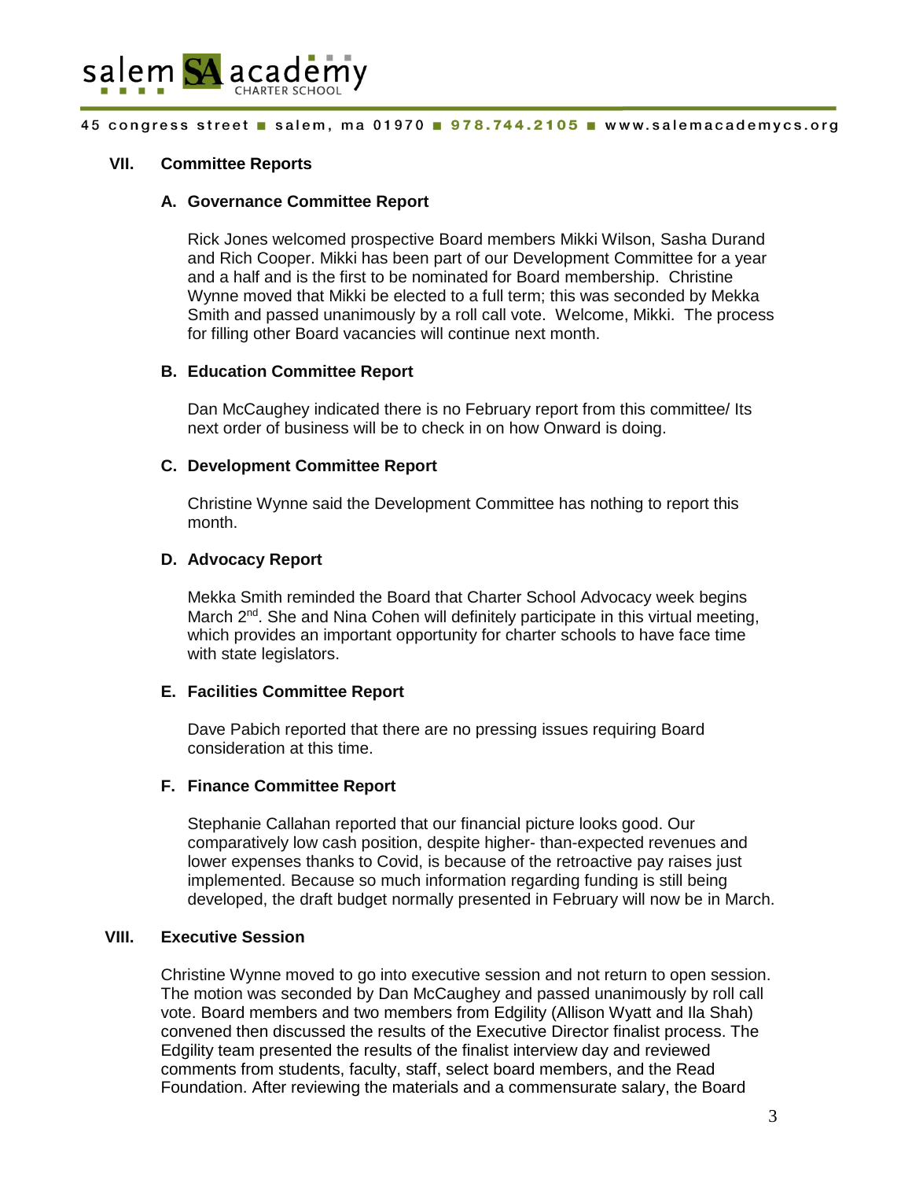## VII. Committee Reports

### A. Governance Committee Report

Rick Jones welcomed prospective Board members Mikki Wilson, Sasha Durand and Rich Cooper. Mikki has been part of our Development Committee for a year and a half and is the first to be nominated for Board membership. Christine Wynne moved that Mikki be elected to a full term; this was seconded by Mekka Smith and passed unanimously by a roll call vote. Welcome, Mikki. The process for filling other Board vacancies will continue next month.

### B. Education Committee Report

Dan McCaughey indicated there is no February report from this committee/ Its next order of business will be to check in on how Onward is doing.

### C. Development Committee Report

Christine Wynne said the Development Committee has nothing to report this month.

### D. Advocacy Report

Mekka Smith reminded the Board that Charter School Advocacy week begins March 2nd. She and Nina Cohen will definitely participate in this virtual meeting, which provides an important opportunity for charter schools to have face time with state legislators.

### E. Facilities Committee Report

Dave Pabich reported that there are no pressing issues requiring Board consideration at this time.

### F. Finance Committee Report

Stephanie Callahan reported that our financial picture looks good. Our comparatively low cash position, despite higher- than-expected revenues and lower expenses thanks to Covid, is because of the retroactive pay raises just implemented. Because so much information regarding funding is still being developed, the draft budget normally presented in February will now be in March.

## VIII. Executive Session

Christine Wynne moved to go into executive session and not return to open session. The motion was seconded by Dan McCaughey and passed unanimously by roll call vote. Board members and two members from Edgility (Allison Wyatt and Ila Shah) convened then discussed the results of the Executive Director finalist process. The Edgility team presented the results of the finalist interview day and reviewed comments from students, faculty, staff, select board members, and the Read Foundation. After reviewing the materials and a commensurate salary, the Board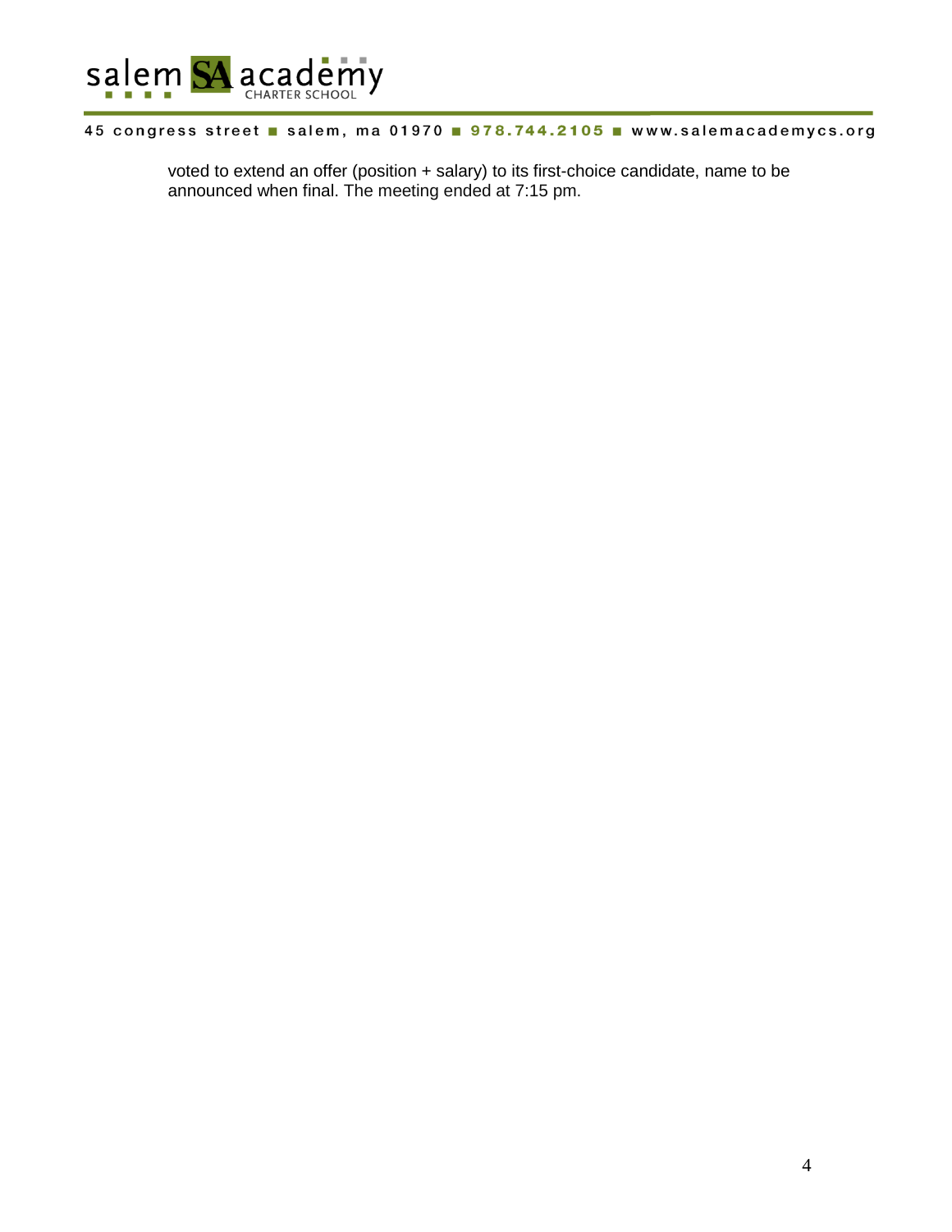voted to extend an offer (position + salary) to its first-choice candidate, name to be announced when final. The meeting ended at 7:15 pm.